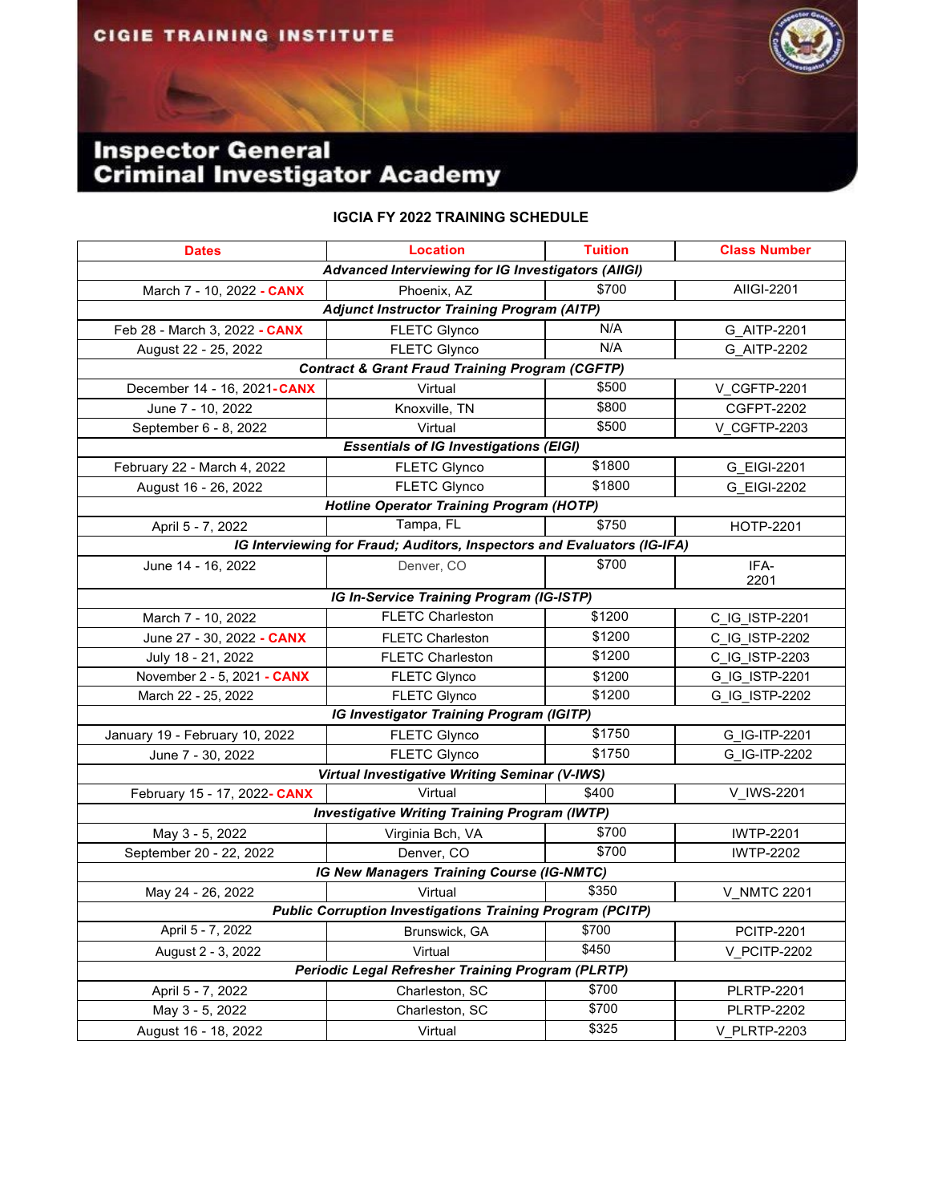CIGIE TRAINING INSTITUTE

# Inspector General Criminal Investigator Academy

## IGCIA FY 2022 TRAINING SCHEDULE

| Dates | Location | Tuition | Class Number |
|---|---|---|---|
| ***Advanced Interviewing for IG Investigators (AIIGI)*** | | | |
| March 7 - 10, 2022 - **CANX** | Phoenix, AZ | $700 | AIIGI-2201 |
| ***Adjunct Instructor Training Program (AITP)*** | | | |
| Feb 28 - March 3, 2022 - **CANX** | FLETC Glynco | N/A | G_AITP-2201 |
| August 22 - 25, 2022 | FLETC Glynco | N/A | G_AITP-2202 |
| ***Contract & Grant Fraud Training Program (CGFTP)*** | | | |
| December 14 - 16, 2021-**CANX** | Virtual | $500 | V_CGFTP-2201 |
| June 7 - 10, 2022 | Knoxville, TN | $800 | CGFPT-2202 |
| September 6 - 8, 2022 | Virtual | $500 | V_CGFTP-2203 |
| ***Essentials of IG Investigations (EIGI)*** | | | |
| February 22 - March 4, 2022 | FLETC Glynco | $1800 | G_EIGI-2201 |
| August 16 - 26, 2022 | FLETC Glynco | $1800 | G_EIGI-2202 |
| ***Hotline Operator Training Program (HOTP)*** | | | |
| April 5 - 7, 2022 | Tampa, FL | $750 | HOTP-2201 |
| ***IG Interviewing for Fraud; Auditors, Inspectors and Evaluators (IG-IFA)*** | | | |
| June 14 - 16, 2022 | Denver, CO | $700 | IFA-2201 |
| ***IG In-Service Training Program (IG-ISTP)*** | | | |
| March 7 - 10, 2022 | FLETC Charleston | $1200 | C_IG_ISTP-2201 |
| June 27 - 30, 2022 - **CANX** | FLETC Charleston | $1200 | C_IG_ISTP-2202 |
| July 18 - 21, 2022 | FLETC Charleston | $1200 | C_IG_ISTP-2203 |
| November 2 - 5, 2021 **- CANX** | FLETC Glynco | $1200 | G_IG_ISTP-2201 |
| March 22 - 25, 2022 | FLETC Glynco | $1200 | G_IG_ISTP-2202 |
| ***IG Investigator Training Program (IGITP)*** | | | |
| January 19 - February 10, 2022 | FLETC Glynco | $1750 | G_IG-ITP-2201 |
| June 7 - 30, 2022 | FLETC Glynco | $1750 | G_IG-ITP-2202 |
| ***Virtual Investigative Writing Seminar (V-IWS)*** | | | |
| February 15 - 17, 2022- **CANX** | Virtual | $400 | V_IWS-2201 |
| ***Investigative Writing Training Program (IWTP)*** | | | |
| May 3 - 5, 2022 | Virginia Bch, VA | $700 | IWTP-2201 |
| September 20 - 22, 2022 | Denver, CO | $700 | IWTP-2202 |
| ***IG New Managers Training Course (IG-NMTC)*** | | | |
| May 24 - 26, 2022 | Virtual | $350 | V_NMTC 2201 |
| ***Public Corruption Investigations Training Program (PCITP)*** | | | |
| April 5 - 7, 2022 | Brunswick, GA | $700 | PCITP-2201 |
| August 2 - 3, 2022 | Virtual | $450 | V_PCITP-2202 |
| ***Periodic Legal Refresher Training Program (PLRTP)*** | | | |
| April 5 - 7, 2022 | Charleston, SC | $700 | PLRTP-2201 |
| May 3 - 5, 2022 | Charleston, SC | $700 | PLRTP-2202 |
| August 16 - 18, 2022 | Virtual | $325 | V_PLRTP-2203 |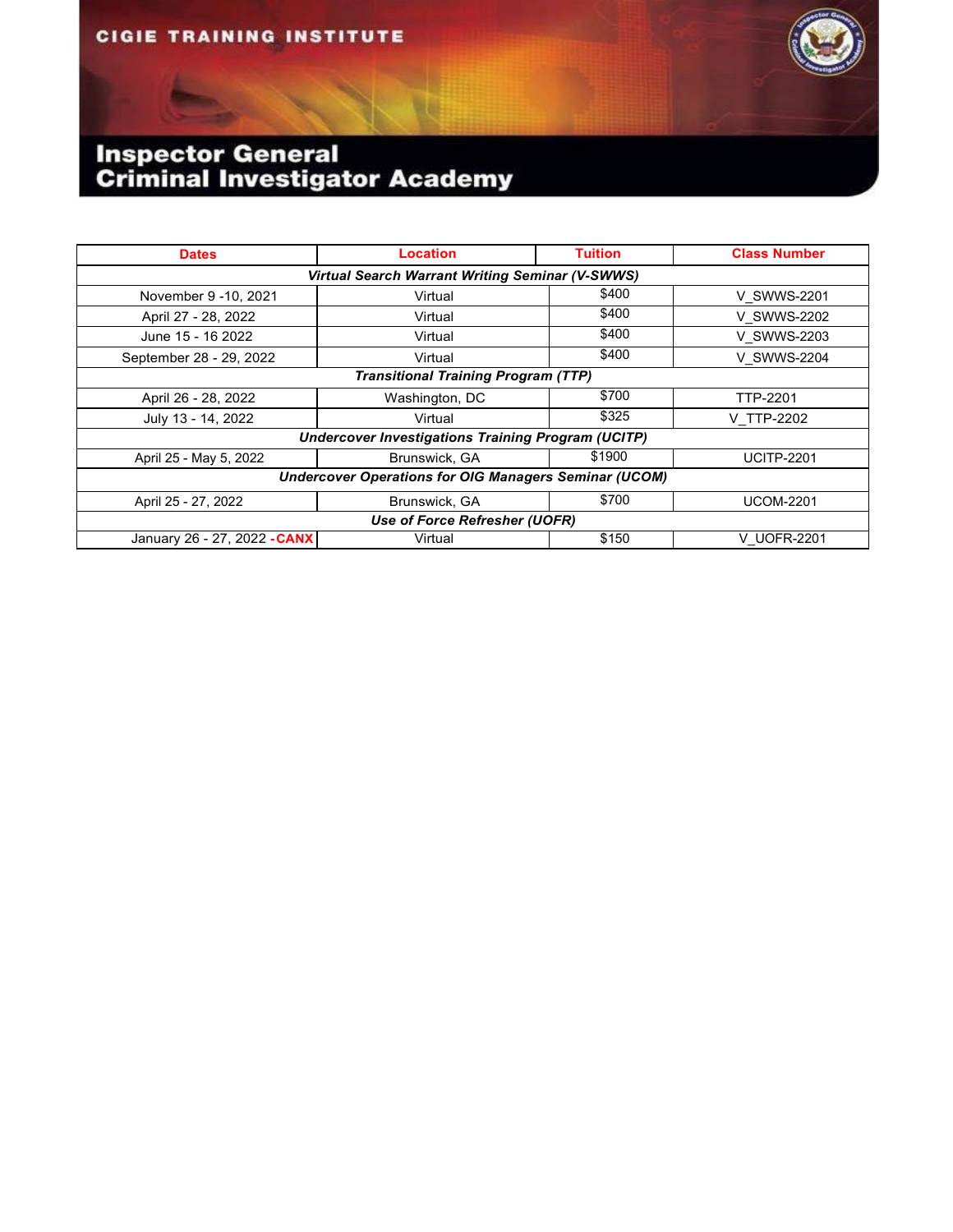CIGIE TRAINING INSTITUTE

# Inspector General Criminal Investigator Academy

| Dates | Location | Tuition | Class Number |
|---|---|---|---|
| ***Virtual Search Warrant Writing Seminar (V-SWWS)*** | | | |
| November 9 -10, 2021 | Virtual | $400 | V_SWWS-2201 |
| April 27 - 28, 2022 | Virtual | $400 | V_SWWS-2202 |
| June 15 - 16 2022 | Virtual | $400 | V_SWWS-2203 |
| September 28 - 29, 2022 | Virtual | $400 | V_SWWS-2204 |
| ***Transitional Training Program (TTP)*** | | | |
| April 26 - 28, 2022 | Washington, DC | $700 | TTP-2201 |
| July 13 - 14, 2022 | Virtual | $325 | V_TTP-2202 |
| ***Undercover Investigations Training Program (UCITP)*** | | | |
| April 25 - May 5, 2022 | Brunswick, GA | $1900 | UCITP-2201 |
| ***Undercover Operations for OIG Managers Seminar (UCOM)*** | | | |
| April 25 - 27, 2022 | Brunswick, GA | $700 | UCOM-2201 |
| ***Use of Force Refresher (UOFR)*** | | | |
| January 26 - 27, 2022 **-CANX** | Virtual | $150 | V_UOFR-2201 |